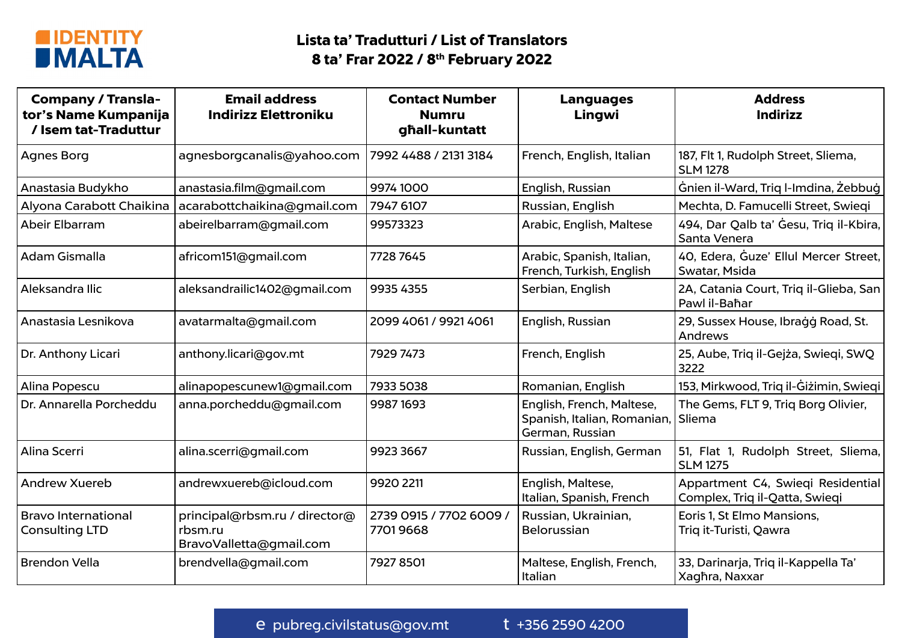IDENTITY MALTA

# Lista ta' Tradutturi / List of Translators

## 8 ta' Frar 2022 / 8th February 2022

| Company / Translator's Name Kumpanija / Isem tat-Traduttur | Email address Indirizz Elettroniku | Contact Number Numru għall-kuntatt | Languages Lingwi | Address Indirizz |
|---|---|---|---|---|
| Agnes Borg | agnesborgcanalis@yahoo.com | 7992 4488 / 2131 3184 | French, English, Italian | 187, Flt 1, Rudolph Street, Sliema, SLM 1278 |
| Anastasia Budykho | anastasia.film@gmail.com | 9974 1000 | English, Russian | Ġnien il-Ward, Triq l-Imdina, Żebbuġ |
| Alyona Carabott Chaikina | acarabottchaikina@gmail.com | 7947 6107 | Russian, English | Mechta, D. Famucelli Street, Swieqi |
| Abeir Elbarram | abeirelbarram@gmail.com | 99573323 | Arabic, English, Maltese | 494, Dar Qalb ta' Ġesu, Triq il-Kbira, Santa Venera |
| Adam Gismalla | africom151@gmail.com | 7728 7645 | Arabic, Spanish, Italian, French, Turkish, English | 40, Edera, Ġuze' Ellul Mercer Street, Swatar, Msida |
| Aleksandra Ilic | aleksandrailic1402@gmail.com | 9935 4355 | Serbian, English | 2A, Catania Court, Triq il-Glieba, San Pawl il-Baħar |
| Anastasia Lesnikova | avatarmalta@gmail.com | 2099 4061 / 9921 4061 | English, Russian | 29, Sussex House, Ibraġġ Road, St. Andrews |
| Dr. Anthony Licari | anthony.licari@gov.mt | 7929 7473 | French, English | 25, Aube, Triq il-Gejża, Swieqi, SWQ 3222 |
| Alina Popescu | alinapopescunew1@gmail.com | 7933 5038 | Romanian, English | 153, Mirkwood, Triq il-Ġiżimin, Swieqi |
| Dr. Annarella Porcheddu | anna.porcheddu@gmail.com | 9987 1693 | English, French, Maltese, Spanish, Italian, Romanian, German, Russian | The Gems, FLT 9, Triq Borg Olivier, Sliema |
| Alina Scerri | alina.scerri@gmail.com | 9923 3667 | Russian, English, German | 51, Flat 1, Rudolph Street, Sliema, SLM 1275 |
| Andrew Xuereb | andrewxuereb@icloud.com | 9920 2211 | English, Maltese, Italian, Spanish, French | Appartment C4, Swieqi Residential Complex, Triq il-Qatta, Swieqi |
| Bravo International Consulting LTD | principal@rbsm.ru / director@rbsm.ru BravoValletta@gmail.com | 2739 0915 / 7702 6009 / 7701 9668 | Russian, Ukrainian, Belorussian | Eoris 1, St Elmo Mansions, Triq it-Turisti, Qawra |
| Brendon Vella | brendvella@gmail.com | 7927 8501 | Maltese, English, French, Italian | 33, Darinarja, Triq il-Kappella Ta' Xagħra, Naxxar |

e pubreg.civilstatus@gov.mt t +356 2590 4200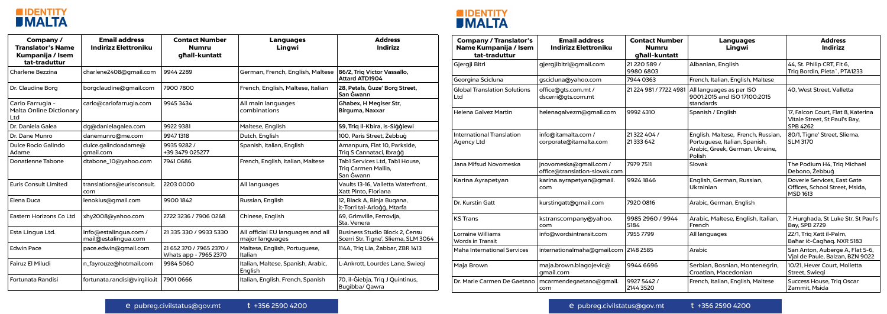| Company / Translator's Name Kumpanija / Isem tat-traduttur | Email address Indirizz Elettroniku | Contact Number Numru għall-kuntatt | Languages Lingwi | Address Indirizz |
|---|---|---|---|---|
| Charlene Bezzina | charlene2408@gmail.com | 9944 2289 | German, French, English, Maltese | 86/2, Triq Victor Vassallo, Attard ATD1904 |
| Dr. Claudine Borg | borgclaudine@gmail.com | 7900 7800 | French, English, Maltese, Italian | 28, Petals, Ġuże' Borg Street, San Ġwann |
| Carlo Farrugia - Malta Online Dictionary Ltd | carlo@carlofarrugia.com | 9945 3434 | All main languages combinations | Għabex, H Megiser Str, Birguma, Naxxar |
| Dr. Daniela Galea | dg@danielagalea.com | 9922 9381 | Maltese, English | 59, Triq il-Kbira, is-Siġġiewi |
| Dr. Dane Munro | danemunro@me.com | 9947 1318 | Dutch, English | 100, Paris Street, Żebbuġ |
| Dulce Rocio Galindo Adame | dulce.galindoadame@gmail.com | 9935 9282 / +39 3479 025277 | Spanish, Italian, English | Amanpura, Flat 10, Parkside, Triq S Cannataċi, Ibraġġ |
| Donatienne Tabone | dtabone_10@yahoo.com | 7941 0686 | French, English, Italian, Maltese | Tab1 Services Ltd, Tab1 House, Triq Carmen Mallia, San Ġwann |
| Euris Consult Limited | translations@eurisconsult.com | 2203 0000 | All languages | Vaults 13-16, Valletta Waterfront, Xatt Pinto, Floriana |
| Elena Duca | lenokius@gmail.com | 9900 1842 | Russian, English | 12, Black A, Binja Buqana, it-Torri tal-Arloġġ, Mtarfa |
| Eastern Horizons Co Ltd | xhy2008@yahoo.com | 2722 3236 / 7906 0268 | Chinese, English | 69, Grimville, Ferrovija, Sta. Venera |
| Esta Lingua Ltd. | info@estalingua.com / mail@estalingua.com | 21 335 330 / 9933 5330 | All official EU languages and all major languages | Business Studio Block 2, Ċensu Scerri Str, Tigne', Sliema, SLM 3064 |
| Edwin Pace | pace.edwin@gmail.com | 21 652 370 / 7965 2370 / Whats app - 7965 2370 | Maltese, English, Portuguese, Italian | 114A, Triq Lia, Żabbar, ZBR 1413 |
| Fairuz El Miludi | n_fayrouze@hotmail.com | 9984 5060 | Italian, Maltese, Spanish, Arabic, English | L-Ankrott, Lourdes Lane, Swieqi |
| Fortunata Randisi | fortunata.randisi@virgilio.it | 7901 0666 | Italian, English, French, Spanish | 70, il-Ġiebja, Triq J Quintinus, Bugibba/ Qawra |
| Gjergji Bitri | gjergjibitri@gmail.com | 21 220 589 / 9980 6803 | Albanian, English | 44, St. Philip CRT, Flt 6, Triq Bordin, Pieta`, PTA1233 |
| Georgina Scicluna | gscicluna@yahoo.com | 7944 0363 | French, Italian, English, Maltese | |
| Global Translation Solutions Ltd | office@gts.com.mt / dscerri@gts.com.mt | 21 224 981 / 7722 4981 | All languages as per ISO 9001:2015 and ISO 17100:2015 standards | 40, West Street, Valletta |
| Helena Galvez Martin | helenagalvezm@gmail.com | 9992 4310 | Spanish / English | 17, Falcon Court, Flat 8, Katerina Vitale Street, St Paul's Bay, SPB 4262 |
| International Translation Agency Ltd | info@itamalta.com / corporate@itamalta.com | 21 322 404 / 21 333 642 | English, Maltese, French, Russian, Portuguese, Italian, Spanish, Arabic, Greek, German, Ukraine, Polish | 80/1, Tigne' Street, Sliema, SLM 3170 |
| Jana Mifsud Novomeska | jnovomeska@gmail.com / office@translation-slovak.com | 7979 7511 | Slovak | The Podium H4, Triq Michael Debono, Żebbuġ |
| Karina Ayrapetyan | karina.ayrapetyan@gmail.com | 9924 1846 | English, German, Russian, Ukrainian | Doverie Services, East Gate Offices, School Street, Msida, MSD 1613 |
| Dr. Kurstin Gatt | kurstingatt@gmail.com | 7920 0816 | Arabic, German, English | |
| KS Trans | kstranscompany@yahoo.com | 9985 2960 / 9944 5184 | Arabic, Maltese, English, Italian, French | 7, Hurghada, St Luke Str, St Paul's Bay, SPB 2729 |
| Lorraine Williams Words in Transit | info@wordsintransit.com | 7955 7799 | All languages | 22/1, Triq Xatt il-Palm, Baħar iċ-Ċagħaq. NXR 5183 |
| Maha International Services | internationalmaha@gmail.com | 2148 2585 | Arabic | San Anton, Auberge A, Flat 5-6, Vjal de Paule, Balzan, BZN 9022 |
| Maja Brown | maja.brown.blagojevic@gmail.com | 9944 6696 | Serbian, Bosnian, Montenegrin, Croatian, Macedonian | 10/21, Hever Court, Molletta Street, Swieqi |
| Dr. Marie Carmen De Gaetano | mcarmendegaetano@gmail.com | 9927 5442 / 2144 3520 | French, Italian, English, Maltese | Success House, Triq Oscar Zammit, Msida |

e pubreg.civilstatus@gov.mt t +356 2590 4200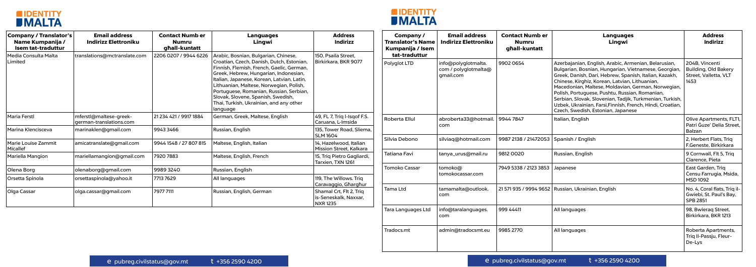| Company / Translator's Name Kumpanija / Isem tat-traduttur | Email address Indirizz Elettroniku | Contact Numb er Numru għall-kuntatt | Languages Lingwi | Address Indirizz |
|---|---|---|---|---|
| Media Consulta Malta Limited | translations@mctranslate.com | 2206 0207 / 9944 6226 | Arabic, Bosnian, Bulgarian, Chinese, Croatian, Czech, Danish, Dutch, Estonian, Finnish, Flemish, French, Gaelic, German, Greek, Hebrew, Hungarian, Indonesian, Italian, Japanese, Korean, Latvian, Latin, Lithuanian, Maltese, Norwegian, Polish, Portuguese, Romanian, Russian, Serbian, Slovak, Slovene, Spanish, Swedish, Thai, Turkish, Ukrainian, and any other language | 150, Psaila Street, Birkirkara, BKR 9077 |
| Maria Ferstl | mferstl@maltese-greek-german-translations.com | 21 234 421 / 9917 1884 | German, Greek, Maltese, English | 49, FL 7, Triq l-Isqof F.S. Caruana, L-Imsida |
| Marina Klencisceva | marinaklen@gmail.com | 9943 3466 | Russian, English | 135, Tower Road, Sliema, SLM 1604 |
| Marie Louise Zammit Micallef | amicatranslate@gmail.com | 9944 1548 / 27 807 815 | Maltese, English, Italian | 14, Hazelwood, Italian Mission Street, Kalkara |
| Mariella Mangion | mariellamangion@gmail.com | 7920 7883 | Maltese, English, French | 15, Triq Pietro Gagliardi, Tarxien, TXN 1261 |
| Olena Borg | olenaborg@gmail.com | 9989 3240 | Russian, English | |
| Orsetta Spinola | orsettaspinola@yahoo.it | 7713 7629 | All languages | 119, The Willows. Triq Caravaggio, Għargħur |
| Olga Cassar | olga.cassar@gmail.com | 7977 7111 | Russian, English, German | Shamal Crt, Flt 2, Triq is-Seneskalk, Naxxar, NXR 1235 |
| Polyglot LTD | info@polyglotmalta.com / polyglotmalta@gmail.com | 9902 0654 | Azerbajanian, English, Arabic, Armenian, Belarusian, Bulgarian, Bosnian, Hungarian, Vietnamese, Georgian, Greek, Danish, Dari, Hebrew, Spanish, Italian, Kazakh, Chinese, Kirghiz, Korean, Latvian, Lithuanian, Macedonian, Maltese, Moldavian, German, Norwegian, Polish, Portuguese, Pushtu, Russian, Romanian, Serbian, Slovak, Slovenian, Tadjik, Turkmenian, Turkish, Uzbek, Ukrainian, Farsi,Finnish, French, Hindi, Croatian, Czech, Swedish, Estonian, Japanese | 204B, Vincenti Building, Old Bakery Street, Valletta, VLT 1453 |
| Roberta Ellul | abroberta33@hotmail.com | 9944 7847 | Italian, English | Olive Apartments, FLT1, Patri Ġuze' Delia Street, Balzan |
| Silvia Debono | silviaq@hotmail.com | 9987 2138 / 21472053 | Spanish / English | 2, Herbert Flats, Triq F.Geneste, Birkirkara |
| Tatiana Favi | tanya_urus@mail.ru | 9812 0020 | Russian, English | 9 Cornwall, Flt 5, Triq Clarence, Pieta |
| Tomoko Cassar | tomoko@tomokocassar.com | 7949 5338 / 2123 3853 | Japanese | East Garden, Triq Ċensu Farrugia, Msida, MSD 1092 |
| Tama Ltd | tamamalta@outlook.com | 21 571 935 / 9994 9652 | Russian, Ukrainian, English | No. 4, Coral flats, Triq il-Gwiebi, St. Paul's Bay, SPB 2851 |
| Tara Languages Ltd | info@taralanguages.com | 999 44411 | All languages | 98, Bwieraq Street, Birkirkara, BKR 1213 |
| Tradocs.mt | admin@tradocsmt.eu | 9985 2770 | All languages | Roberta Apartments, Triq Il-Passju, Fleur-De-Lys |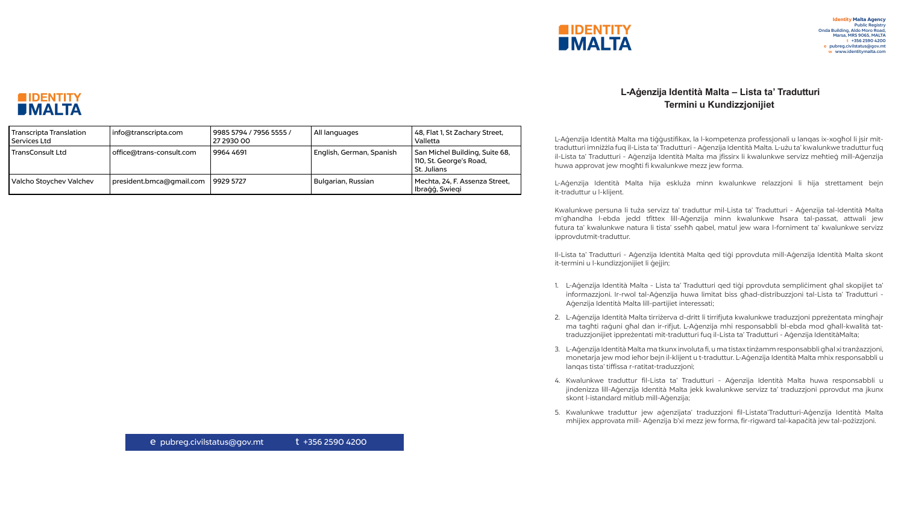| Transcripta Translation Services Ltd | info@transcripta.com | 9985 5794 / 7956 5555 / 27 2930 00 | All languages | 48, Flat 1, St Zachary Street, Valletta |
|---|---|---|---|---|
| TransConsult Ltd | office@trans-consult.com | 9964 4691 | English, German, Spanish | San Michel Building, Suite 68, 110, St. George's Road, St. Julians |
| Valcho Stoychev Valchev | president.bmca@gmail.com | 9929 5727 | Bulgarian, Russian | Mechta, 24, F. Assenza Street, Ibraġġ, Swieqi |

e pubreg.civilstatus@gov.mt t +356 2590 4200

**Identity Malta Agency**
**Public Registry**
**Onda Building, Aldo Moro Road, Marsa, MRS 9065, MALTA**
**t +356 2590 4200**
**e pubreg.civilstatus@gov.mt**
**w www.identitymalta.com**

## L-Aġenzija Identità Malta – Lista ta' Tradutturi
## Termini u Kundizzjonijiet

L-Aġenzija Identità Malta ma tiġġustifikax, la l-kompetenza professjonali u lanqas ix-xogħol li jsir mit-tradutturi imniżżla fuq il-Lista ta' Tradutturi - Aġenzija Identità Malta. L-użu ta' kwalunkwe traduttur fuq il-Lista ta' Tradutturi - Aġenzija Identità Malta ma jfissirx li kwalunkwe servizz mewtieġ mill-Aġenzija huwa approvat jew mogħti fi kwalunkwe mezz jew forma.

L-Aġenzija Identità Malta hija eskluża minn kwalunkwe relazzjoni li hija strettament bejn it-traduttur u l-klijent.

Kwalunkwe persuna li tuża servizz ta' traduttur mil-Lista ta' Tradutturi - Aġenzija tal-Identità Malta m'għandha l-ebda jedd tfittex lill-Aġenzija minn kwalunkwe ħsara tal-passat, attwali jew futura ta' kwalunkwe natura li tista' sseħħ qabel, matul jew wara l-forniment ta' kwalunkwe servizz ipprovdutmit-traduttur.

Il-Lista ta' Tradutturi - Aġenzija Identità Malta qed tiġi pprovduta mill-Aġenzija Identità Malta skont it-termini u l-kundizzjonijiet li ġejjin;

1. L-Aġenzija Identità Malta - Lista ta' Tradutturi qed tiġi pprovduta sempliċiment għal skopijiet ta' informazzjoni. Ir-rwol tal-Aġenzija huwa limitat biss għad-distribuzzjoni tal-Lista ta' Tradutturi - Aġenzija Identità Malta lill-partijiet interessati;
2. L-Aġenzija Identità Malta tirriżerva d-dritt li tirrifjuta kwalunkwe traduzzjoni ppreżentata mingħajr ma tagħti raġuni għal dan ir-rifjut. L-Aġenzija mhi responsabbli bl-ebda mod għall-kwalità tat-traduzzjonijiet ippreżentati mit-tradutturi fuq il-Lista ta' Tradutturi - Aġenzija IdentitàMalta;
3. L-Aġenzija Identità Malta ma tkunx involuta fi, u ma tistax tinżamm responsabbli għal xi tranżazzjoni, monetarja jew mod ieħor bejn il-klijent u t-traduttur. L-Aġenzija Identità Malta mhix responsabbli u lanqas tista' tiffissa r-ratitat-traduzzjoni;
4. Kwalunkwe traduttur fil-Lista ta' Tradutturi - Aġenzija Identità Malta huwa responsabbli u jindenizza lill-Aġenzija Identità Malta jekk kwalunkwe servizz ta' traduzzjoni pprovdut ma jkunx skont l-istandard mitlub mill-Aġenzija;
5. Kwalunkwe traduttur jew aġenzijata' traduzzjoni fil-Listata'Tradutturi-Aġenzija Identità Malta mhijiex approvata mill- Aġenzija b'xi mezz jew forma, fir-rigward tal-kapaċità jew tal-pożizzjoni.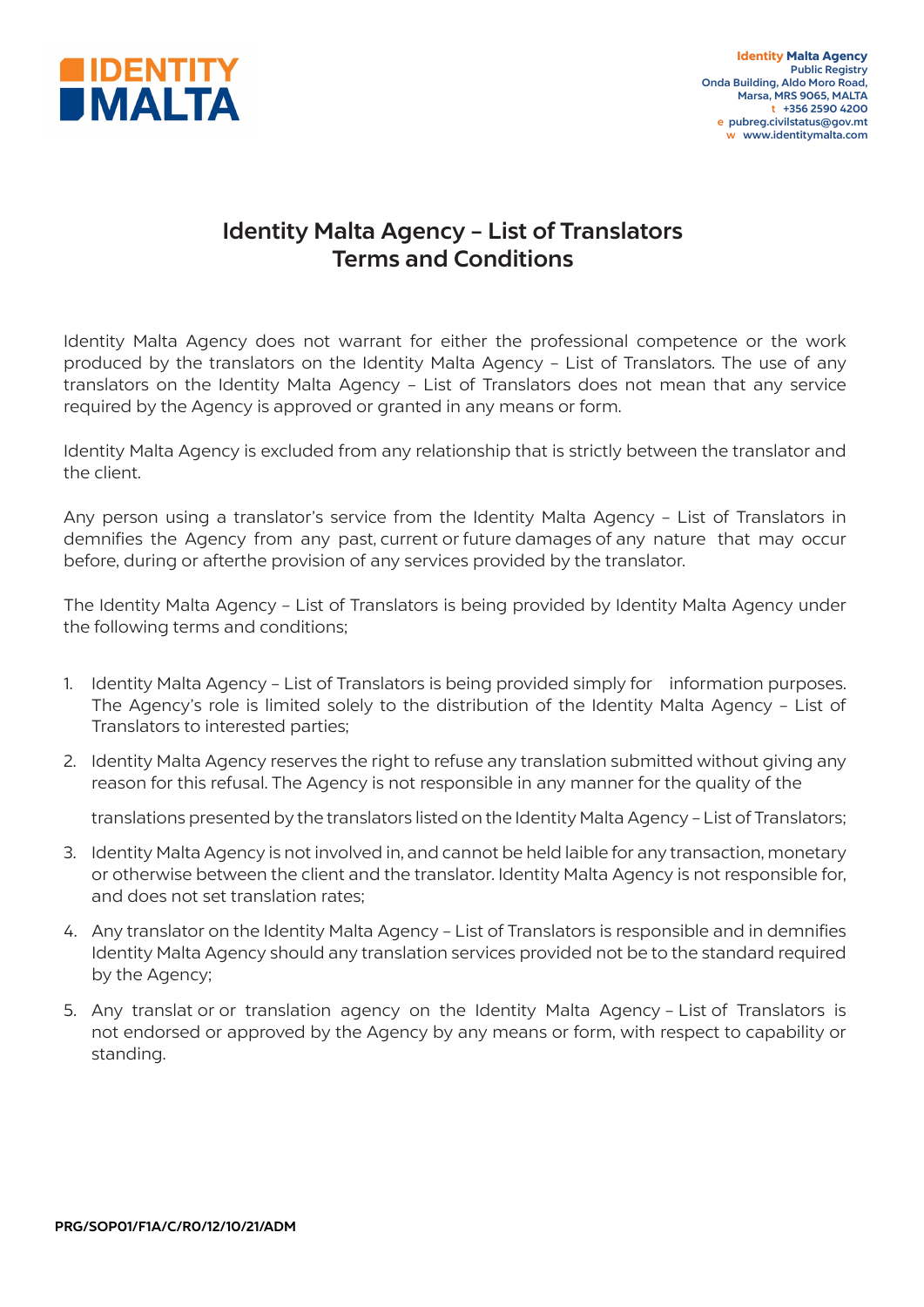**Identity Malta Agency**
**Public Registry**
**Onda Building, Aldo Moro Road,**
**Marsa, MRS 9065, MALTA**
**t +356 2590 4200**
**e pubreg.civilstatus@gov.mt**
**w www.identitymalta.com**

# Identity Malta Agency – List of Translators Terms and Conditions

Identity Malta Agency does not warrant for either the professional competence or the work produced by the translators on the Identity Malta Agency – List of Translators. The use of any translators on the Identity Malta Agency – List of Translators does not mean that any service required by the Agency is approved or granted in any means or form.

Identity Malta Agency is excluded from any relationship that is strictly between the translator and the client.

Any person using a translator's service from the Identity Malta Agency – List of Translators in demnifies the Agency from any past, current or future damages of any nature that may occur before, during or afterthe provision of any services provided by the translator.

The Identity Malta Agency – List of Translators is being provided by Identity Malta Agency under the following terms and conditions;

1. Identity Malta Agency – List of Translators is being provided simply for information purposes. The Agency's role is limited solely to the distribution of the Identity Malta Agency – List of Translators to interested parties;
2. Identity Malta Agency reserves the right to refuse any translation submitted without giving any reason for this refusal. The Agency is not responsible in any manner for the quality of the

   translations presented by the translators listed on the Identity Malta Agency – List of Translators;
3. Identity Malta Agency is not involved in, and cannot be held laible for any transaction, monetary or otherwise between the client and the translator. Identity Malta Agency is not responsible for, and does not set translation rates;
4. Any translator on the Identity Malta Agency – List of Translators is responsible and in demnifies Identity Malta Agency should any translation services provided not be to the standard required by the Agency;
5. Any translat or or translation agency on the Identity Malta Agency – List of Translators is not endorsed or approved by the Agency by any means or form, with respect to capability or standing.

PRG/SOP01/F1A/C/R0/12/10/21/ADM